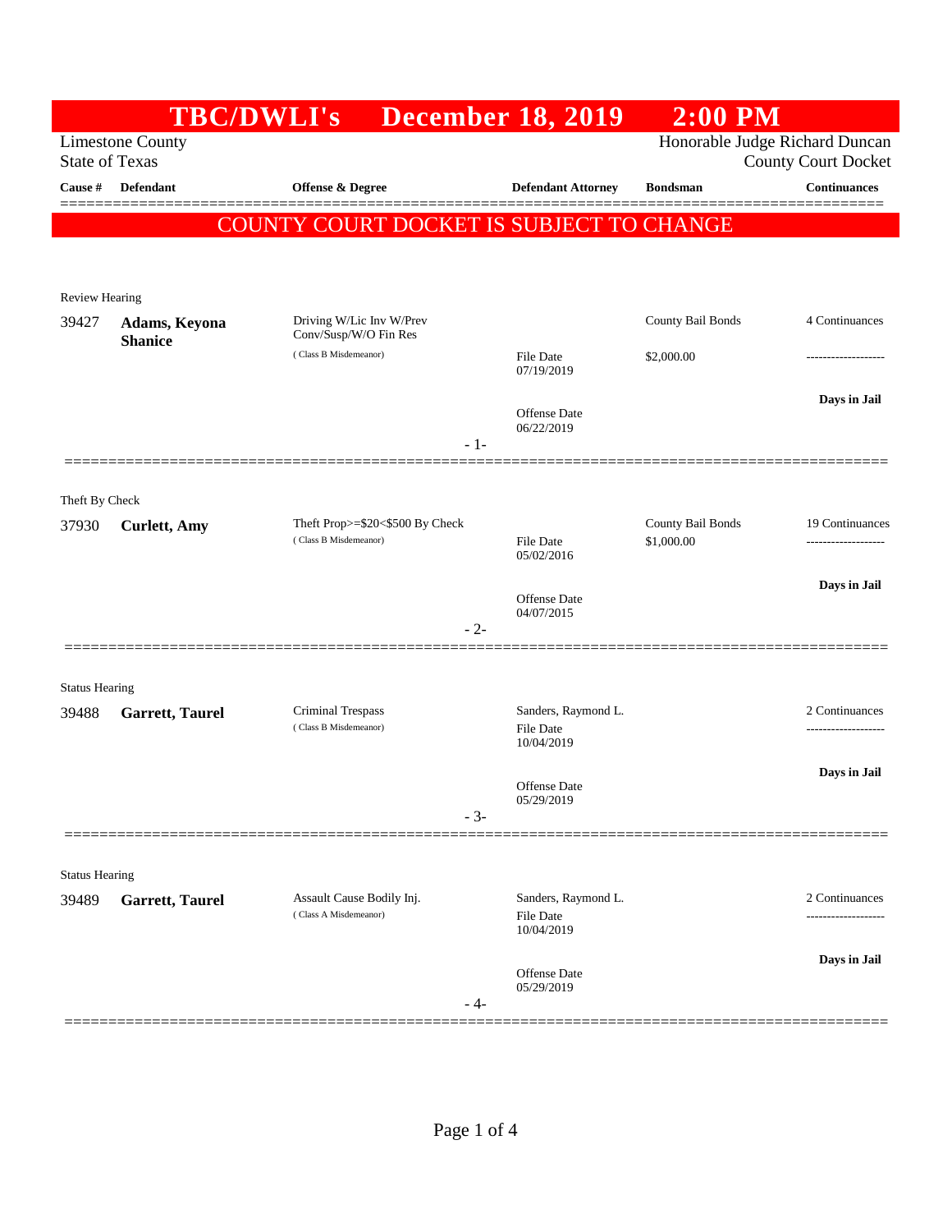# TBC/DWLI's December 18, 2019 2:00 PM

Limestone County
State of Texas

Honorable Judge Richard Duncan
County Court Docket

**COUNTY COURT DOCKET IS SUBJECT TO CHANGE**

| Cause # | Defendant | Offense & Degree | Defendant Attorney | Bondsman | Continuances |
|---|---|---|---|---|---|
| **Review Hearing** | | | | | |
| 39427 | **Adams, Keyona Shanice** | Driving W/Lic Inv W/Prev Conv/Susp/W/O Fin Res (Class B Misdemeanor) | File Date 07/19/2019<br>Offense Date 06/22/2019 | County Bail Bonds<br>$2,000.00 | 4 Continuances<br>-------------------<br>**Days in Jail** |
| **Theft By Check** | | | | | |
| 37930 | **Curlett, Amy** | Theft Prop>=$20<$500 By Check (Class B Misdemeanor) | File Date 05/02/2016<br>Offense Date 04/07/2015 | County Bail Bonds<br>$1,000.00 | 19 Continuances<br>-------------------<br>**Days in Jail** |
| **Status Hearing** | | | | | |
| 39488 | **Garrett, Taurel** | Criminal Trespass (Class B Misdemeanor) | Sanders, Raymond L.<br>File Date 10/04/2019<br>Offense Date 05/29/2019 | | 2 Continuances<br>-------------------<br>**Days in Jail** |
| **Status Hearing** | | | | | |
| 39489 | **Garrett, Taurel** | Assault Cause Bodily Inj. (Class A Misdemeanor) | Sanders, Raymond L.<br>File Date 10/04/2019<br>Offense Date 05/29/2019 | | 2 Continuances<br>-------------------<br>**Days in Jail** |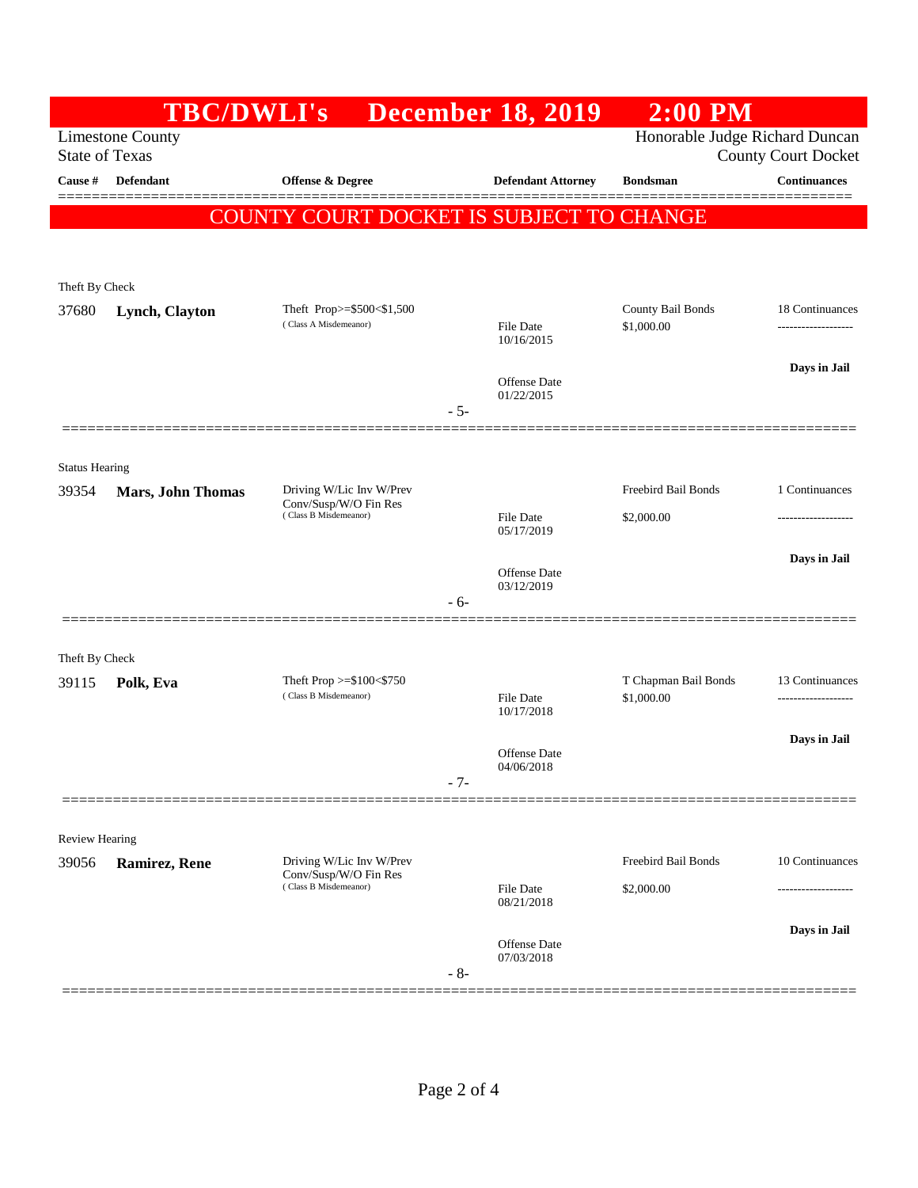# TBC/DWLI's December 18, 2019 2:00 PM

Limestone County
State of Texas

Honorable Judge Richard Duncan
County Court Docket

| Cause # | Defendant | Offense & Degree | Defendant Attorney | Bondsman | Continuances |
|---|---|---|---|---|---|

**COUNTY COURT DOCKET IS SUBJECT TO CHANGE**

Theft By Check

| Cause # | Defendant | Offense & Degree | Defendant Attorney | Bondsman | Continuances |
|---|---|---|---|---|---|
| 37680 | **Lynch, Clayton** | Theft Prop>=$500<$1,500 (Class A Misdemeanor) | File Date 10/16/2015; Offense Date 01/22/2015 | County Bail Bonds $1,000.00 | 18 Continuances; Days in Jail |

- 5-

Status Hearing

| Cause # | Defendant | Offense & Degree | Defendant Attorney | Bondsman | Continuances |
|---|---|---|---|---|---|
| 39354 | **Mars, John Thomas** | Driving W/Lic Inv W/Prev Conv/Susp/W/O Fin Res (Class B Misdemeanor) | File Date 05/17/2019; Offense Date 03/12/2019 | Freebird Bail Bonds $2,000.00 | 1 Continuances; Days in Jail |

- 6-

Theft By Check

| Cause # | Defendant | Offense & Degree | Defendant Attorney | Bondsman | Continuances |
|---|---|---|---|---|---|
| 39115 | **Polk, Eva** | Theft Prop >=$100<$750 (Class B Misdemeanor) | File Date 10/17/2018; Offense Date 04/06/2018 | T Chapman Bail Bonds $1,000.00 | 13 Continuances; Days in Jail |

- 7-

Review Hearing

| Cause # | Defendant | Offense & Degree | Defendant Attorney | Bondsman | Continuances |
|---|---|---|---|---|---|
| 39056 | **Ramirez, Rene** | Driving W/Lic Inv W/Prev Conv/Susp/W/O Fin Res (Class B Misdemeanor) | File Date 08/21/2018; Offense Date 07/03/2018 | Freebird Bail Bonds $2,000.00 | 10 Continuances; Days in Jail |

- 8-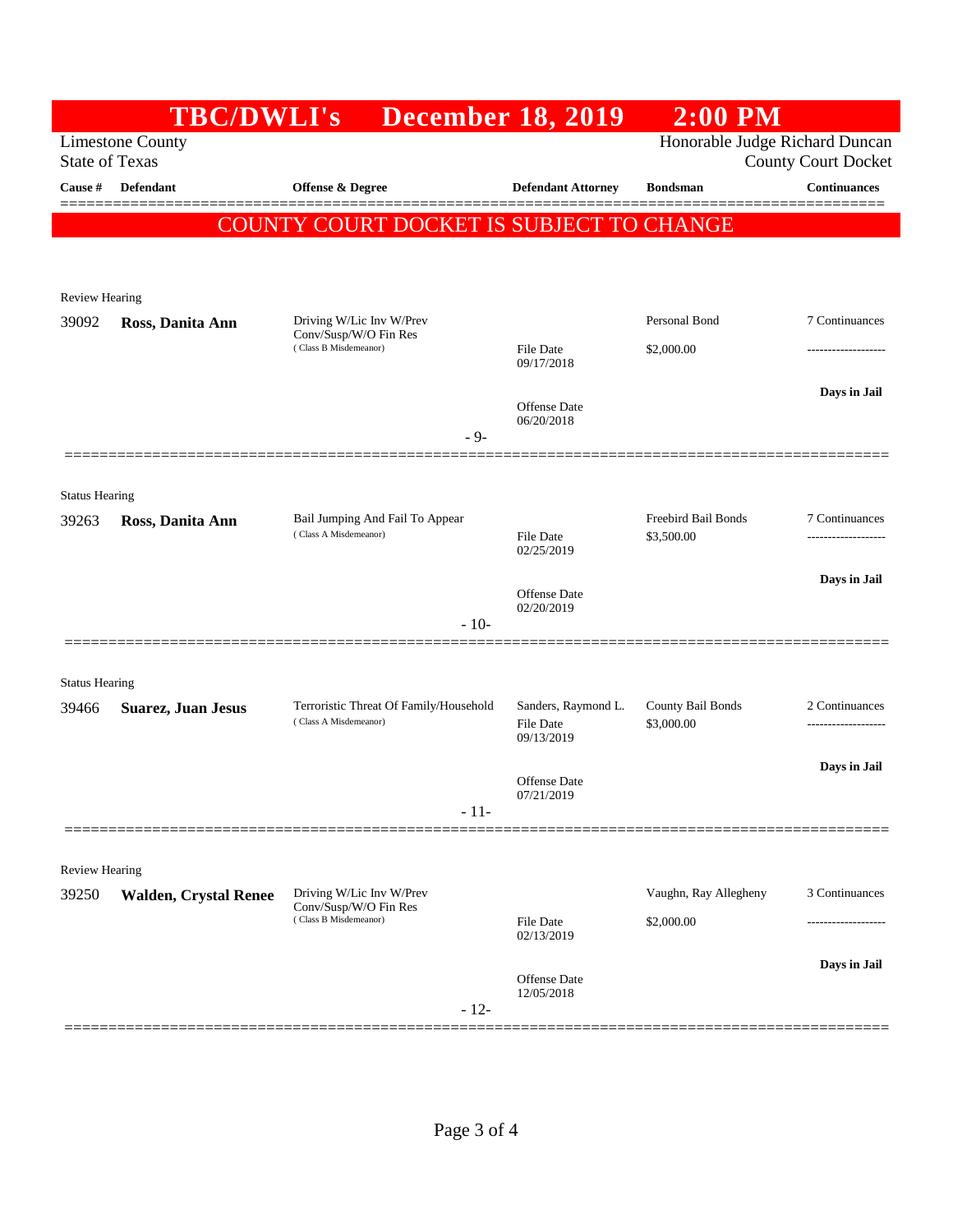# TBC/DWLI's December 18, 2019 2:00 PM

Limestone County
State of Texas

Honorable Judge Richard Duncan
County Court Docket

**COUNTY COURT DOCKET IS SUBJECT TO CHANGE**

| Cause # | Defendant | Offense & Degree | Defendant Attorney | Bondsman | Continuances |
|---|---|---|---|---|---|
| Review Hearing | | | | | |
| 39092 | **Ross, Danita Ann** | Driving W/Lic Inv W/Prev Conv/Susp/W/O Fin Res (Class B Misdemeanor) | File Date 09/17/2018<br>Offense Date 06/20/2018 | Personal Bond<br>$2,000.00 | 7 Continuances<br>**Days in Jail** |
| | | - 9- | | | |
| Status Hearing | | | | | |
| 39263 | **Ross, Danita Ann** | Bail Jumping And Fail To Appear (Class A Misdemeanor) | File Date 02/25/2019<br>Offense Date 02/20/2019 | Freebird Bail Bonds<br>$3,500.00 | 7 Continuances<br>**Days in Jail** |
| | | - 10- | | | |
| Status Hearing | | | | | |
| 39466 | **Suarez, Juan Jesus** | Terroristic Threat Of Family/Household (Class A Misdemeanor) | Sanders, Raymond L.<br>File Date 09/13/2019<br>Offense Date 07/21/2019 | County Bail Bonds<br>$3,000.00 | 2 Continuances<br>**Days in Jail** |
| | | - 11- | | | |
| Review Hearing | | | | | |
| 39250 | **Walden, Crystal Renee** | Driving W/Lic Inv W/Prev Conv/Susp/W/O Fin Res (Class B Misdemeanor) | File Date 02/13/2019<br>Offense Date 12/05/2018 | Vaughn, Ray Allegheny<br>$2,000.00 | 3 Continuances<br>**Days in Jail** |
| | | - 12- | | | |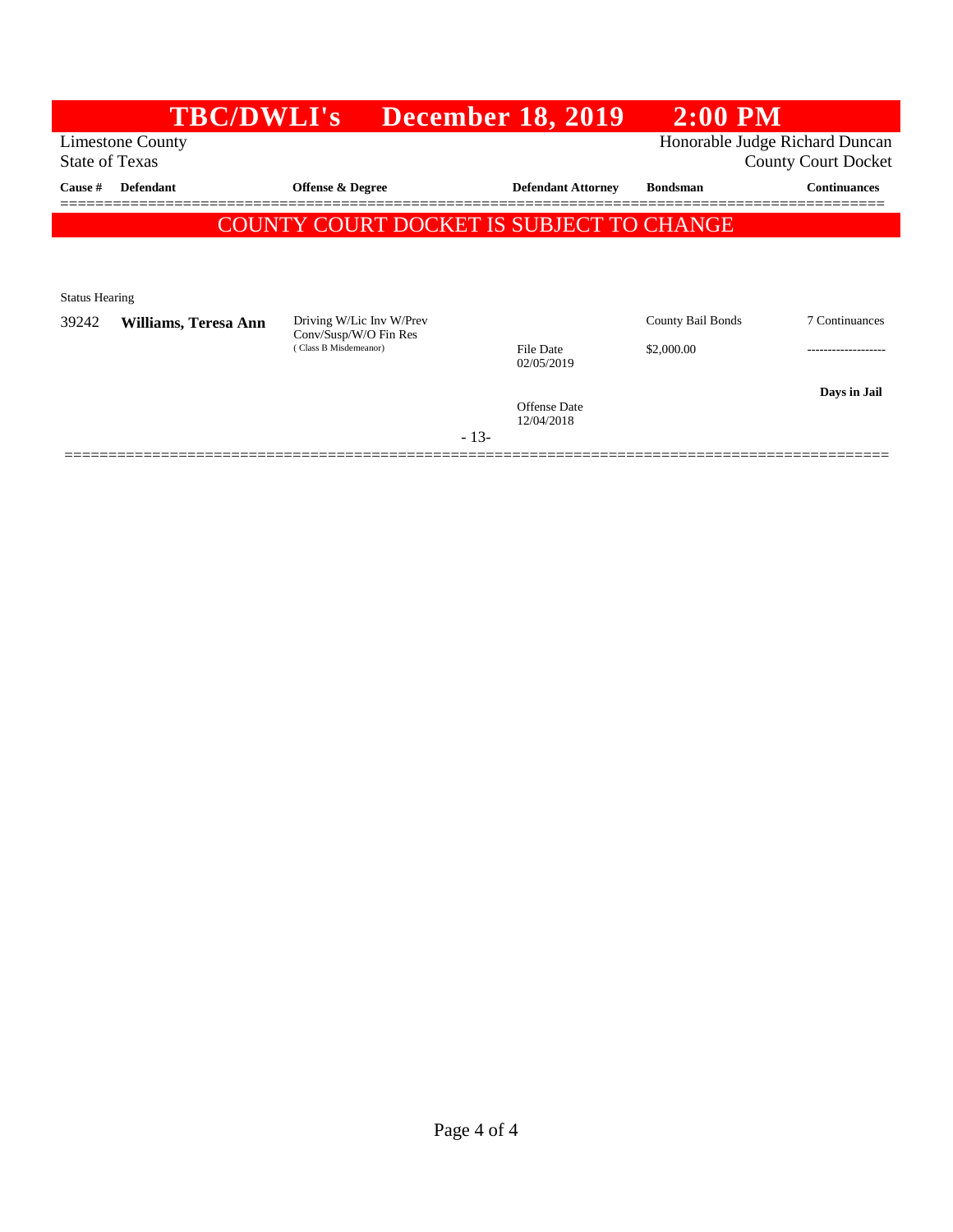# TBC/DWLI's December 18, 2019 2:00 PM

Limestone County
State of Texas

Honorable Judge Richard Duncan
County Court Docket

| Cause # | Defendant | Offense & Degree | Defendant Attorney | Bondsman | Continuances |
|---|---|---|---|---|---|

**COUNTY COURT DOCKET IS SUBJECT TO CHANGE**

Status Hearing

| Cause # | Defendant | Offense & Degree | Defendant Attorney | Bondsman | Continuances |
|---|---|---|---|---|---|
| 39242 | **Williams, Teresa Ann** | Driving W/Lic Inv W/Prev Conv/Susp/W/O Fin Res ( Class B Misdemeanor) | File Date 02/05/2019 | County Bail Bonds $2,000.00 | 7 Continuances ------------------- |
| | | | Offense Date 12/04/2018 | | **Days in Jail** |

- 13-